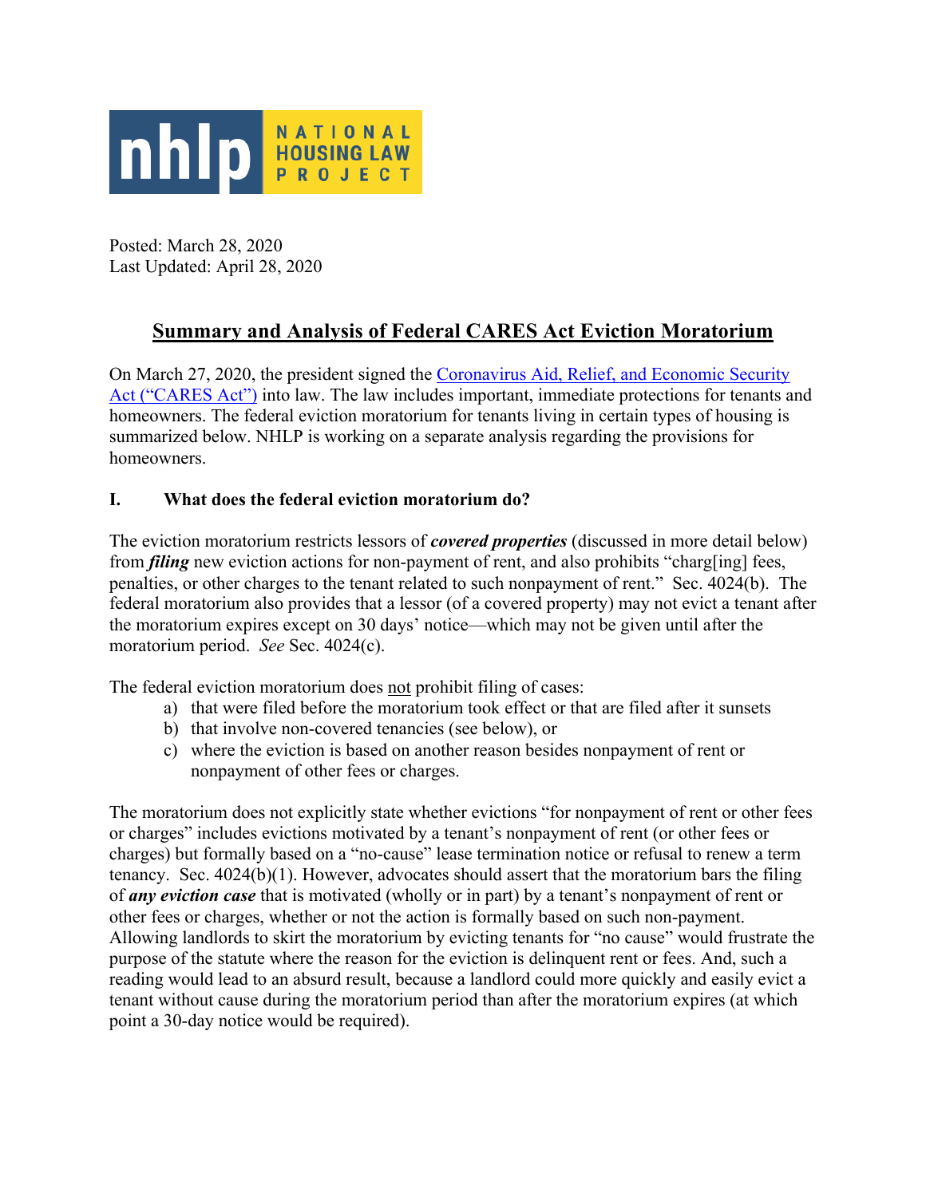**nhlp** NATIONAL HOUSING LAW PROJECT

Posted: March 28, 2020
Last Updated: April 28, 2020

# Summary and Analysis of Federal CARES Act Eviction Moratorium

On March 27, 2020, the president signed the [Coronavirus Aid, Relief, and Economic Security Act ("CARES Act")]() into law. The law includes important, immediate protections for tenants and homeowners. The federal eviction moratorium for tenants living in certain types of housing is summarized below. NHLP is working on a separate analysis regarding the provisions for homeowners.

## I. What does the federal eviction moratorium do?

The eviction moratorium restricts lessors of ***covered properties*** (discussed in more detail below) from ***filing*** new eviction actions for non-payment of rent, and also prohibits "charg[ing] fees, penalties, or other charges to the tenant related to such nonpayment of rent." Sec. 4024(b). The federal moratorium also provides that a lessor (of a covered property) may not evict a tenant after the moratorium expires except on 30 days' notice—which may not be given until after the moratorium period. *See* Sec. 4024(c).

The federal eviction moratorium does not prohibit filing of cases:

a) that were filed before the moratorium took effect or that are filed after it sunsets
b) that involve non-covered tenancies (see below), or
c) where the eviction is based on another reason besides nonpayment of rent or nonpayment of other fees or charges.

The moratorium does not explicitly state whether evictions "for nonpayment of rent or other fees or charges" includes evictions motivated by a tenant's nonpayment of rent (or other fees or charges) but formally based on a "no-cause" lease termination notice or refusal to renew a term tenancy. Sec. 4024(b)(1). However, advocates should assert that the moratorium bars the filing of ***any eviction case*** that is motivated (wholly or in part) by a tenant's nonpayment of rent or other fees or charges, whether or not the action is formally based on such non-payment. Allowing landlords to skirt the moratorium by evicting tenants for "no cause" would frustrate the purpose of the statute where the reason for the eviction is delinquent rent or fees. And, such a reading would lead to an absurd result, because a landlord could more quickly and easily evict a tenant without cause during the moratorium period than after the moratorium expires (at which point a 30-day notice would be required).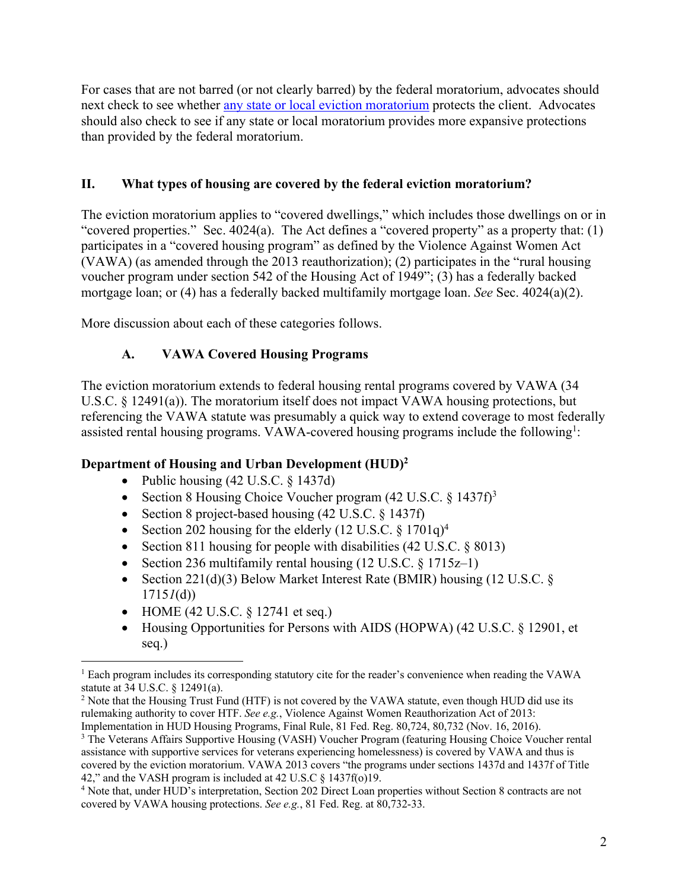For cases that are not barred (or not clearly barred) by the federal moratorium, advocates should next check to see whether [any state or local eviction moratorium](#) protects the client. Advocates should also check to see if any state or local moratorium provides more expansive protections than provided by the federal moratorium.

## II. What types of housing are covered by the federal eviction moratorium?

The eviction moratorium applies to "covered dwellings," which includes those dwellings on or in "covered properties." Sec. 4024(a). The Act defines a "covered property" as a property that: (1) participates in a "covered housing program" as defined by the Violence Against Women Act (VAWA) (as amended through the 2013 reauthorization); (2) participates in the "rural housing voucher program under section 542 of the Housing Act of 1949"; (3) has a federally backed mortgage loan; or (4) has a federally backed multifamily mortgage loan. *See* Sec. 4024(a)(2).

More discussion about each of these categories follows.

### A. VAWA Covered Housing Programs

The eviction moratorium extends to federal housing rental programs covered by VAWA (34 U.S.C. § 12491(a)). The moratorium itself does not impact VAWA housing protections, but referencing the VAWA statute was presumably a quick way to extend coverage to most federally assisted rental housing programs. VAWA-covered housing programs include the following[1]:

**Department of Housing and Urban Development (HUD)[2]**

- Public housing (42 U.S.C. § 1437d)
- Section 8 Housing Choice Voucher program (42 U.S.C. § 1437f)[3]
- Section 8 project-based housing (42 U.S.C. § 1437f)
- Section 202 housing for the elderly (12 U.S.C. § 1701q)[4]
- Section 811 housing for people with disabilities (42 U.S.C. § 8013)
- Section 236 multifamily rental housing (12 U.S.C. § 1715z–1)
- Section 221(d)(3) Below Market Interest Rate (BMIR) housing (12 U.S.C. § 1715*l*(d))
- HOME (42 U.S.C. § 12741 et seq.)
- Housing Opportunities for Persons with AIDS (HOPWA) (42 U.S.C. § 12901, et seq.)

---

[1] Each program includes its corresponding statutory cite for the reader's convenience when reading the VAWA statute at 34 U.S.C. § 12491(a).

[2] Note that the Housing Trust Fund (HTF) is not covered by the VAWA statute, even though HUD did use its rulemaking authority to cover HTF. *See e.g.*, Violence Against Women Reauthorization Act of 2013: Implementation in HUD Housing Programs, Final Rule, 81 Fed. Reg. 80,724, 80,732 (Nov. 16, 2016).

[3] The Veterans Affairs Supportive Housing (VASH) Voucher Program (featuring Housing Choice Voucher rental assistance with supportive services for veterans experiencing homelessness) is covered by VAWA and thus is covered by the eviction moratorium. VAWA 2013 covers "the programs under sections 1437d and 1437f of Title 42," and the VASH program is included at 42 U.S.C § 1437f(o)19.

[4] Note that, under HUD's interpretation, Section 202 Direct Loan properties without Section 8 contracts are not covered by VAWA housing protections. *See e.g.*, 81 Fed. Reg. at 80,732-33.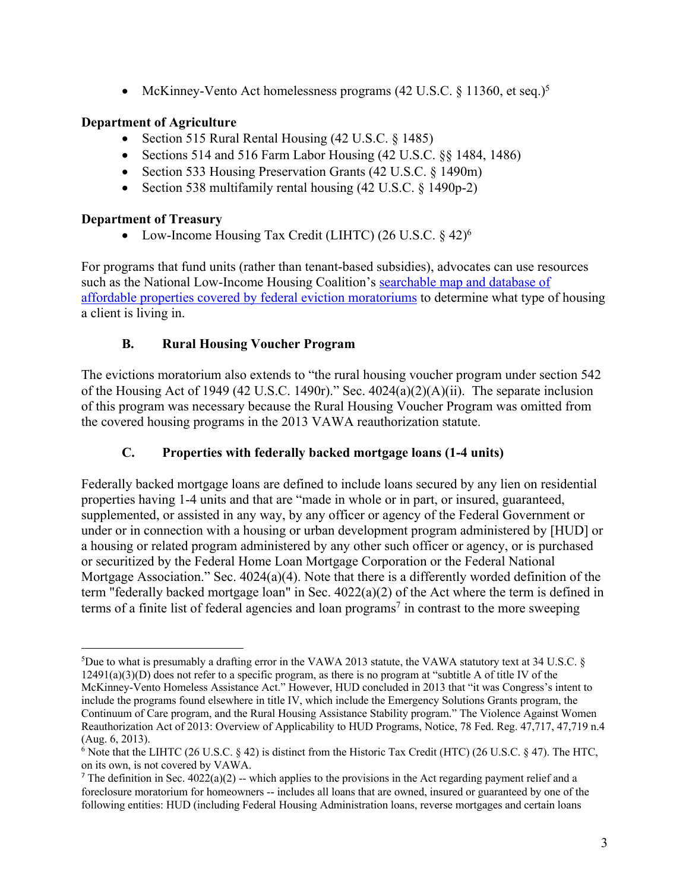- McKinney-Vento Act homelessness programs (42 U.S.C. § 11360, et seq.)[5]

**Department of Agriculture**

- Section 515 Rural Rental Housing (42 U.S.C. § 1485)
- Sections 514 and 516 Farm Labor Housing (42 U.S.C. §§ 1484, 1486)
- Section 533 Housing Preservation Grants (42 U.S.C. § 1490m)
- Section 538 multifamily rental housing (42 U.S.C. § 1490p-2)

**Department of Treasury**

- Low-Income Housing Tax Credit (LIHTC) (26 U.S.C. § 42)[6]

For programs that fund units (rather than tenant-based subsidies), advocates can use resources such as the National Low-Income Housing Coalition's searchable map and database of affordable properties covered by federal eviction moratoriums to determine what type of housing a client is living in.

### B. Rural Housing Voucher Program

The evictions moratorium also extends to "the rural housing voucher program under section 542 of the Housing Act of 1949 (42 U.S.C. 1490r)." Sec. 4024(a)(2)(A)(ii). The separate inclusion of this program was necessary because the Rural Housing Voucher Program was omitted from the covered housing programs in the 2013 VAWA reauthorization statute.

### C. Properties with federally backed mortgage loans (1-4 units)

Federally backed mortgage loans are defined to include loans secured by any lien on residential properties having 1-4 units and that are "made in whole or in part, or insured, guaranteed, supplemented, or assisted in any way, by any officer or agency of the Federal Government or under or in connection with a housing or urban development program administered by [HUD] or a housing or related program administered by any other such officer or agency, or is purchased or securitized by the Federal Home Loan Mortgage Corporation or the Federal National Mortgage Association." Sec. 4024(a)(4). Note that there is a differently worded definition of the term "federally backed mortgage loan" in Sec. 4022(a)(2) of the Act where the term is defined in terms of a finite list of federal agencies and loan programs[7] in contrast to the more sweeping

---

[5] Due to what is presumably a drafting error in the VAWA 2013 statute, the VAWA statutory text at 34 U.S.C. § 12491(a)(3)(D) does not refer to a specific program, as there is no program at "subtitle A of title IV of the McKinney-Vento Homeless Assistance Act." However, HUD concluded in 2013 that "it was Congress's intent to include the programs found elsewhere in title IV, which include the Emergency Solutions Grants program, the Continuum of Care program, and the Rural Housing Assistance Stability program." The Violence Against Women Reauthorization Act of 2013: Overview of Applicability to HUD Programs, Notice, 78 Fed. Reg. 47,717, 47,719 n.4 (Aug. 6, 2013).

[6] Note that the LIHTC (26 U.S.C. § 42) is distinct from the Historic Tax Credit (HTC) (26 U.S.C. § 47). The HTC, on its own, is not covered by VAWA.

[7] The definition in Sec. 4022(a)(2) -- which applies to the provisions in the Act regarding payment relief and a foreclosure moratorium for homeowners -- includes all loans that are owned, insured or guaranteed by one of the following entities: HUD (including Federal Housing Administration loans, reverse mortgages and certain loans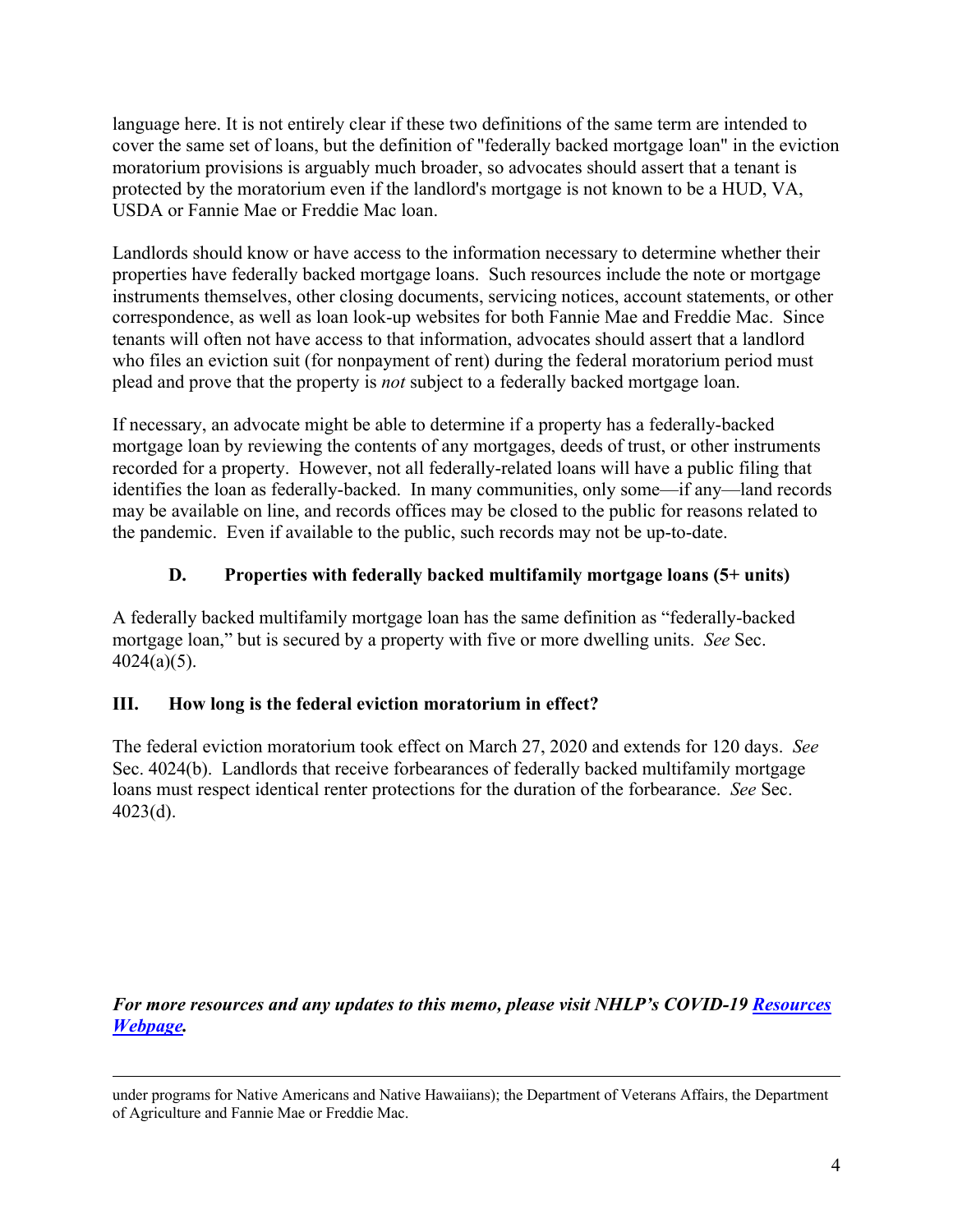language here. It is not entirely clear if these two definitions of the same term are intended to cover the same set of loans, but the definition of "federally backed mortgage loan" in the eviction moratorium provisions is arguably much broader, so advocates should assert that a tenant is protected by the moratorium even if the landlord's mortgage is not known to be a HUD, VA, USDA or Fannie Mae or Freddie Mac loan.

Landlords should know or have access to the information necessary to determine whether their properties have federally backed mortgage loans. Such resources include the note or mortgage instruments themselves, other closing documents, servicing notices, account statements, or other correspondence, as well as loan look-up websites for both Fannie Mae and Freddie Mac. Since tenants will often not have access to that information, advocates should assert that a landlord who files an eviction suit (for nonpayment of rent) during the federal moratorium period must plead and prove that the property is *not* subject to a federally backed mortgage loan.

If necessary, an advocate might be able to determine if a property has a federally-backed mortgage loan by reviewing the contents of any mortgages, deeds of trust, or other instruments recorded for a property. However, not all federally-related loans will have a public filing that identifies the loan as federally-backed. In many communities, only some—if any—land records may be available on line, and records offices may be closed to the public for reasons related to the pandemic. Even if available to the public, such records may not be up-to-date.

### D. Properties with federally backed multifamily mortgage loans (5+ units)

A federally backed multifamily mortgage loan has the same definition as "federally-backed mortgage loan," but is secured by a property with five or more dwelling units. *See* Sec. 4024(a)(5).

## III. How long is the federal eviction moratorium in effect?

The federal eviction moratorium took effect on March 27, 2020 and extends for 120 days. *See* Sec. 4024(b). Landlords that receive forbearances of federally backed multifamily mortgage loans must respect identical renter protections for the duration of the forbearance. *See* Sec. 4023(d).

***For more resources and any updates to this memo, please visit NHLP's COVID-19 [Resources Webpage](#).***

---

under programs for Native Americans and Native Hawaiians); the Department of Veterans Affairs, the Department of Agriculture and Fannie Mae or Freddie Mac.